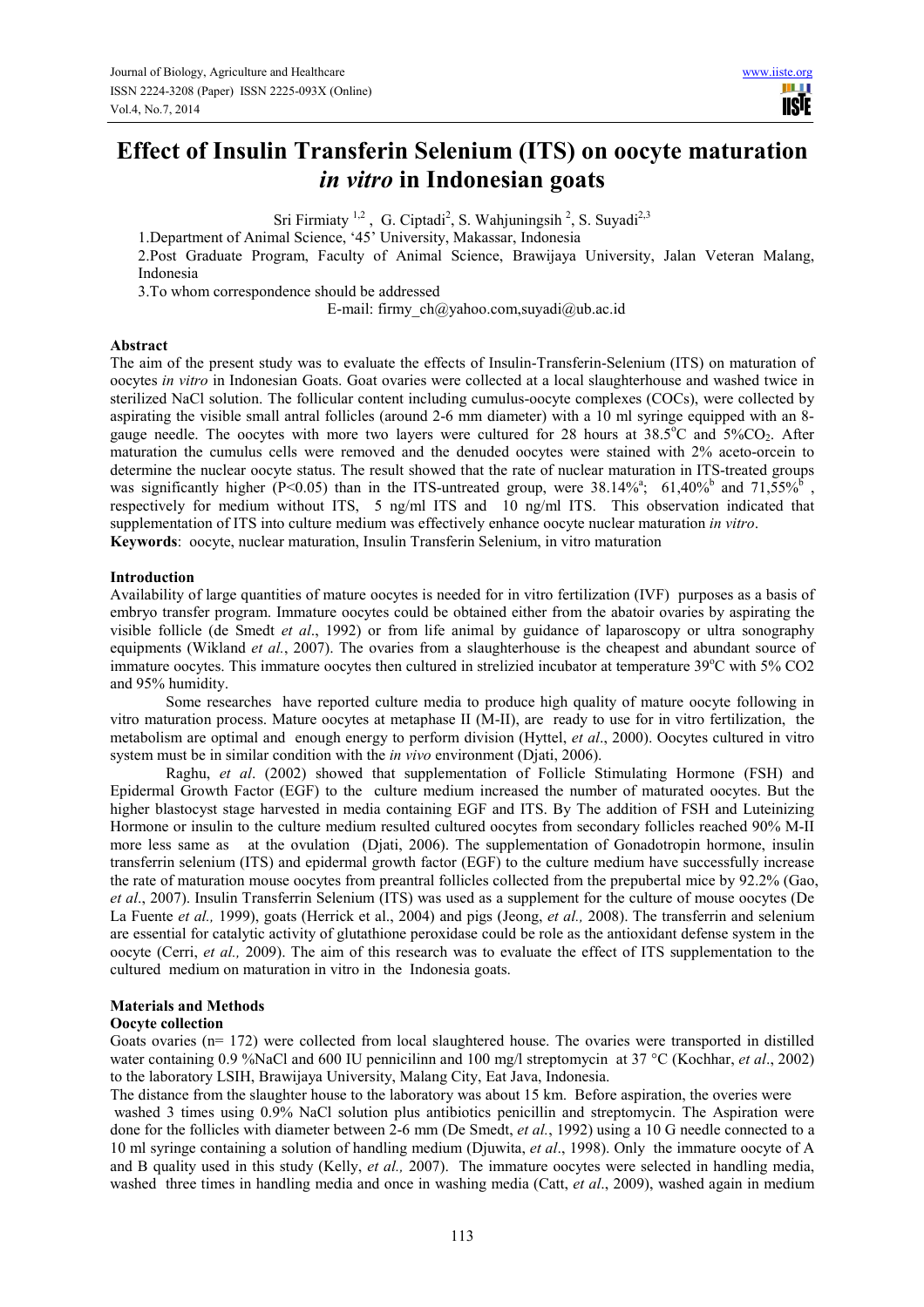# Effect of Insulin Transferin Selenium (ITS) on oocyte maturation *in vitro* in Indonesian goats

Sri Firmiaty [1,2], G. Ciptadi[2], S. Wahjuningsih [2], S. Suyadi[2,3]

1.Department of Animal Science, '45' University, Makassar, Indonesia

2.Post Graduate Program, Faculty of Animal Science, Brawijaya University, Jalan Veteran Malang, Indonesia

3.To whom correspondence should be addressed

E-mail: firmy_ch@yahoo.com,suyadi@ub.ac.id

## Abstract

The aim of the present study was to evaluate the effects of Insulin-Transferin-Selenium (ITS) on maturation of oocytes *in vitro* in Indonesian Goats. Goat ovaries were collected at a local slaughterhouse and washed twice in sterilized NaCl solution. The follicular content including cumulus-oocyte complexes (COCs), were collected by aspirating the visible small antral follicles (around 2-6 mm diameter) with a 10 ml syringe equipped with an 8-gauge needle. The oocytes with more two layers were cultured for 28 hours at 38.5°C and 5%$CO_2$. After maturation the cumulus cells were removed and the denuded oocytes were stained with 2% aceto-orcein to determine the nuclear oocyte status. The result showed that the rate of nuclear maturation in ITS-treated groups was significantly higher ($P<0.05$) than in the ITS-untreated group, were 38.14%[a]; 61,40%[b] and 71,55%[b], respectively for medium without ITS, 5 ng/ml ITS and 10 ng/ml ITS. This observation indicated that supplementation of ITS into culture medium was effectively enhance oocyte nuclear maturation *in vitro*.

**Keywords**: oocyte, nuclear maturation, Insulin Transferin Selenium, in vitro maturation

## Introduction

Availability of large quantities of mature oocytes is needed for in vitro fertilization (IVF) purposes as a basis of embryo transfer program. Immature oocytes could be obtained either from the abatoir ovaries by aspirating the visible follicle (de Smedt *et al*., 1992) or from life animal by guidance of laparoscopy or ultra sonography equipments (Wikland *et al.*, 2007). The ovaries from a slaughterhouse is the cheapest and abundant source of immature oocytes. This immature oocytes then cultured in strelizied incubator at temperature 39°C with 5% CO2 and 95% humidity.

Some researches have reported culture media to produce high quality of mature oocyte following in vitro maturation process. Mature oocytes at metaphase II (M-II), are ready to use for in vitro fertilization, the metabolism are optimal and enough energy to perform division (Hyttel, *et al*., 2000). Oocytes cultured in vitro system must be in similar condition with the *in vivo* environment (Djati, 2006).

Raghu, *et al*. (2002) showed that supplementation of Follicle Stimulating Hormone (FSH) and Epidermal Growth Factor (EGF) to the culture medium increased the number of maturated oocytes. But the higher blastocyst stage harvested in media containing EGF and ITS. By The addition of FSH and Luteinizing Hormone or insulin to the culture medium resulted cultured oocytes from secondary follicles reached 90% M-II more less same as at the ovulation (Djati, 2006). The supplementation of Gonadotropin hormone, insulin transferrin selenium (ITS) and epidermal growth factor (EGF) to the culture medium have successfully increase the rate of maturation mouse oocytes from preantral follicles collected from the prepubertal mice by 92.2% (Gao, *et al*., 2007). Insulin Transferin Selenium (ITS) was used as a supplement for the culture of mouse oocytes (De La Fuente *et al.,* 1999), goats (Herrick et al., 2004) and pigs (Jeong, *et al.,* 2008). The transferrin and selenium are essential for catalytic activity of glutathione peroxidase could be role as the antioxidant defense system in the oocyte (Cerri, *et al.,* 2009). The aim of this research was to evaluate the effect of ITS supplementation to the cultured medium on maturation in vitro in the Indonesia goats.

## Materials and Methods

### Oocyte collection

Goats ovaries (n= 172) were collected from local slaughtered house. The ovaries were transported in distilled water containing 0.9 %NaCl and 600 IU pennicilinn and 100 mg/l streptomycin at 37 °C (Kochhar, *et al*., 2002) to the laboratory LSIH, Brawijaya University, Malang City, Eat Java, Indonesia.

The distance from the slaughter house to the laboratory was about 15 km. Before aspiration, the overies were washed 3 times using 0.9% NaCl solution plus antibiotics penicillin and streptomycin. The Aspiration were done for the follicles with diameter between 2-6 mm (De Smedt, *et al.*, 1992) using a 10 G needle connected to a 10 ml syringe containing a solution of handling medium (Djuwita, *et al*., 1998). Only the immature oocyte of A and B quality used in this study (Kelly, *et al.,* 2007). The immature oocytes were selected in handling media, washed three times in handling media and once in washing media (Catt, *et al*., 2009), washed again in medium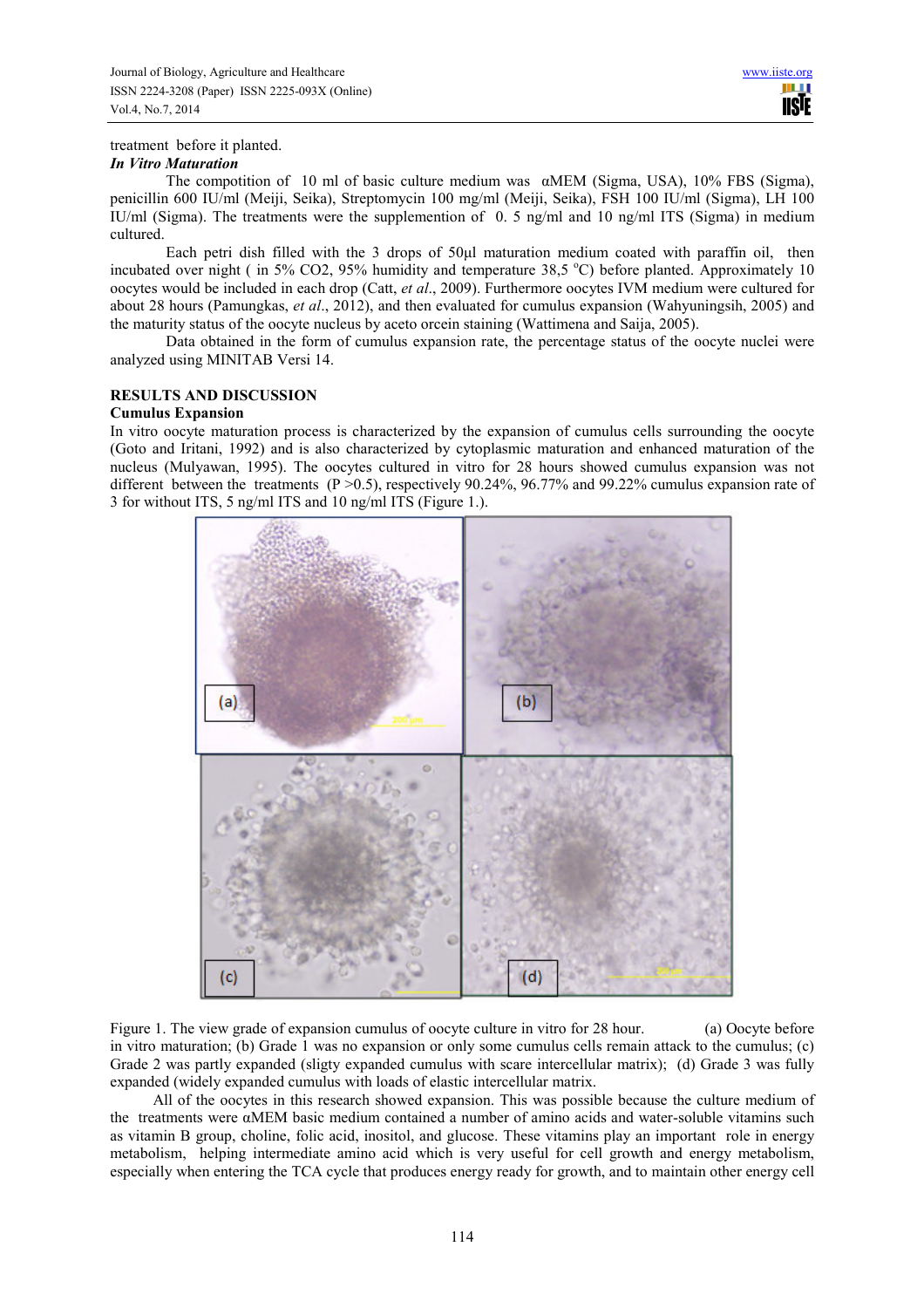treatment before it planted.

***In Vitro Maturation***

The compotition of 10 ml of basic culture medium was αMEM (Sigma, USA), 10% FBS (Sigma), penicillin 600 IU/ml (Meiji, Seika), Streptomycin 100 mg/ml (Meiji, Seika), FSH 100 IU/ml (Sigma), LH 100 IU/ml (Sigma). The treatments were the supplemention of 0. 5 ng/ml and 10 ng/ml ITS (Sigma) in medium cultured.

Each petri dish filled with the 3 drops of 50μl maturation medium coated with paraffin oil, then incubated over night ( in 5% $CO_2$, 95% humidity and temperature 38,5 °C) before planted. Approximately 10 oocytes would be included in each drop (Catt, *et al*., 2009). Furthermore oocytes IVM medium were cultured for about 28 hours (Pamungkas, *et al*., 2012), and then evaluated for cumulus expansion (Wahyuningsih, 2005) and the maturity status of the oocyte nucleus by aceto orcein staining (Wattimena and Saija, 2005).

Data obtained in the form of cumulus expansion rate, the percentage status of the oocyte nuclei were analyzed using MINITAB Versi 14.

## RESULTS AND DISCUSSION

### Cumulus Expansion

In vitro oocyte maturation process is characterized by the expansion of cumulus cells surrounding the oocyte (Goto and Iritani, 1992) and is also characterized by cytoplasmic maturation and enhanced maturation of the nucleus (Mulyawan, 1995). The oocytes cultured in vitro for 28 hours showed cumulus expansion was not different between the treatments ($P > 0.5$), respectively 90.24%, 96.77% and 99.22% cumulus expansion rate of 3 for without ITS, 5 ng/ml ITS and 10 ng/ml ITS (Figure 1.).

Figure 1. The view grade of expansion cumulus of oocyte culture in vitro for 28 hour. (a) Oocyte before in vitro maturation; (b) Grade 1 was no expansion or only some cumulus cells remain attack to the cumulus; (c) Grade 2 was partly expanded (sligty expanded cumulus with scare intercellular matrix); (d) Grade 3 was fully expanded (widely expanded cumulus with loads of elastic intercellular matrix.

All of the oocytes in this research showed expansion. This was possible because the culture medium of the treatments were αMEM basic medium contained a number of amino acids and water-soluble vitamins such as vitamin B group, choline, folic acid, inositol, and glucose. These vitamins play an important role in energy metabolism, helping intermediate amino acid which is very useful for cell growth and energy metabolism, especially when entering the TCA cycle that produces energy ready for growth, and to maintain other energy cell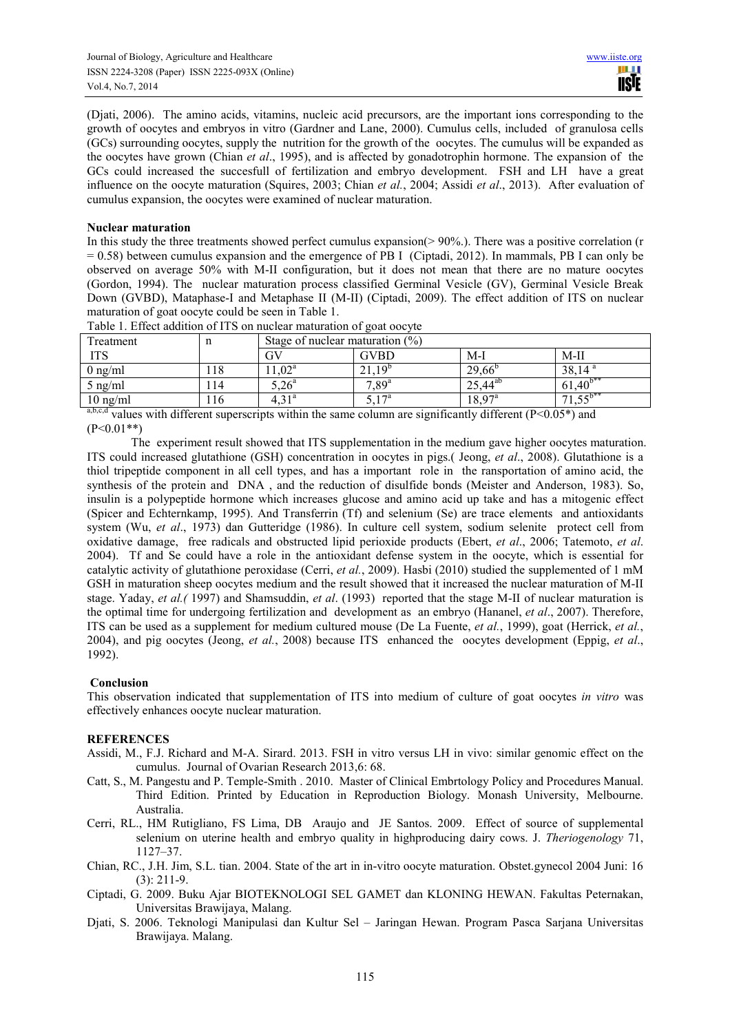(Djati, 2006). The amino acids, vitamins, nucleic acid precursors, are the important ions corresponding to the growth of oocytes and embryos in vitro (Gardner and Lane, 2000). Cumulus cells, included of granulosa cells (GCs) surrounding oocytes, supply the nutrition for the growth of the oocytes. The cumulus will be expanded as the oocytes have grown (Chian *et al*., 1995), and is affected by gonadotrophin hormone. The expansion of the GCs could increased the succesfull of fertilization and embryo development. FSH and LH have a great influence on the oocyte maturation (Squires, 2003; Chian *et al.*, 2004; Assidi *et al*., 2013). After evaluation of cumulus expansion, the oocytes were examined of nuclear maturation.

**Nuclear maturation**

In this study the three treatments showed perfect cumulus expansion(> 90%.). There was a positive correlation (r = 0.58) between cumulus expansion and the emergence of PB I (Ciptadi, 2012). In mammals, PB I can only be observed on average 50% with M-II configuration, but it does not mean that there are no mature oocytes (Gordon, 1994). The nuclear maturation process classified Germinal Vesicle (GV), Germinal Vesicle Break Down (GVBD), Mataphase-I and Metaphase II (M-II) (Ciptadi, 2009). The effect addition of ITS on nuclear maturation of goat oocyte could be seen in Table 1.

Table 1. Effect addition of ITS on nuclear maturation of goat oocyte

| Treatment ITS | n | Stage of nuclear maturation (%) | | | |
|---|---|---|---|---|---|
| | | GV | GVBD | M-I | M-II |
| 0 ng/ml | 118 | $11{,}02^{a}$ | $21{,}19^{b}$ | $29{,}66^{b}$ | $38{,}14^{a}$ |
| 5 ng/ml | 114 | $5{,}26^{a}$ | $7{,}89^{a}$ | $25{,}44^{ab}$ | $61{,}40^{b**}$ |
| 10 ng/ml | 116 | $4{,}31^{a}$ | $5{,}17^{a}$ | $18{,}97^{a}$ | $71{,}55^{b**}$ |

$^{a,b,c,d}$ values with different superscripts within the same column are significantly different (P<0.05*) and (P<0.01**)

The experiment result showed that ITS supplementation in the medium gave higher oocytes maturation. ITS could increased glutathione (GSH) concentration in oocytes in pigs.( Jeong, *et al*., 2008). Glutathione is a thiol tripeptide component in all cell types, and has a important role in the ransportation of amino acid, the synthesis of the protein and DNA , and the reduction of disulfide bonds (Meister and Anderson, 1983). So, insulin is a polypeptide hormone which increases glucose and amino acid up take and has a mitogenic effect (Spicer and Echternkamp, 1995). And Transferrin (Tf) and selenium (Se) are trace elements and antioxidants system (Wu, *et al*., 1973) dan Gutteridge (1986). In culture cell system, sodium selenite protect cell from oxidative damage, free radicals and obstructed lipid perioxide products (Ebert, *et al*., 2006; Tatemoto, *et al*. 2004). Tf and Se could have a role in the antioxidant defense system in the oocyte, which is essential for catalytic activity of glutathione peroxidase (Cerri, *et al.*, 2009). Hasbi (2010) studied the supplemented of 1 mM GSH in maturation sheep oocytes medium and the result showed that it increased the nuclear maturation of M-II stage. Yaday, *et al.(* 1997) and Shamsuddin, *et al*. (1993) reported that the stage M-II of nuclear maturation is the optimal time for undergoing fertilization and development as an embryo (Hananel, *et al*., 2007). Therefore, ITS can be used as a supplement for medium cultured mouse (De La Fuente, *et al.*, 1999), goat (Herrick, *et al.*, 2004), and pig oocytes (Jeong, *et al.*, 2008) because ITS enhanced the oocytes development (Eppig, *et al*., 1992).

**Conclusion**

This observation indicated that supplementation of ITS into medium of culture of goat oocytes *in vitro* was effectively enhances oocyte nuclear maturation.

**REFERENCES**

Assidi, M., F.J. Richard and M-A. Sirard. 2013. FSH in vitro versus LH in vivo: similar genomic effect on the cumulus. Journal of Ovarian Research 2013,6: 68.

Catt, S., M. Pangestu and P. Temple-Smith . 2010. Master of Clinical Embrtology Policy and Procedures Manual. Third Edition. Printed by Education in Reproduction Biology. Monash University, Melbourne. Australia.

Cerri, RL., HM Rutigliano, FS Lima, DB Araujo and JE Santos. 2009. Effect of source of supplemental selenium on uterine health and embryo quality in highproducing dairy cows. J. *Theriogenology* 71, 1127–37.

Chian, RC., J.H. Jim, S.L. tian. 2004. State of the art in in-vitro oocyte maturation. Obstet.gynecol 2004 Juni: 16 (3): 211-9.

Ciptadi, G. 2009. Buku Ajar BIOTEKNOLOGI SEL GAMET dan KLONING HEWAN. Fakultas Peternakan, Universitas Brawijaya, Malang.

Djati, S. 2006. Teknologi Manipulasi dan Kultur Sel – Jaringan Hewan. Program Pasca Sarjana Universitas Brawijaya. Malang.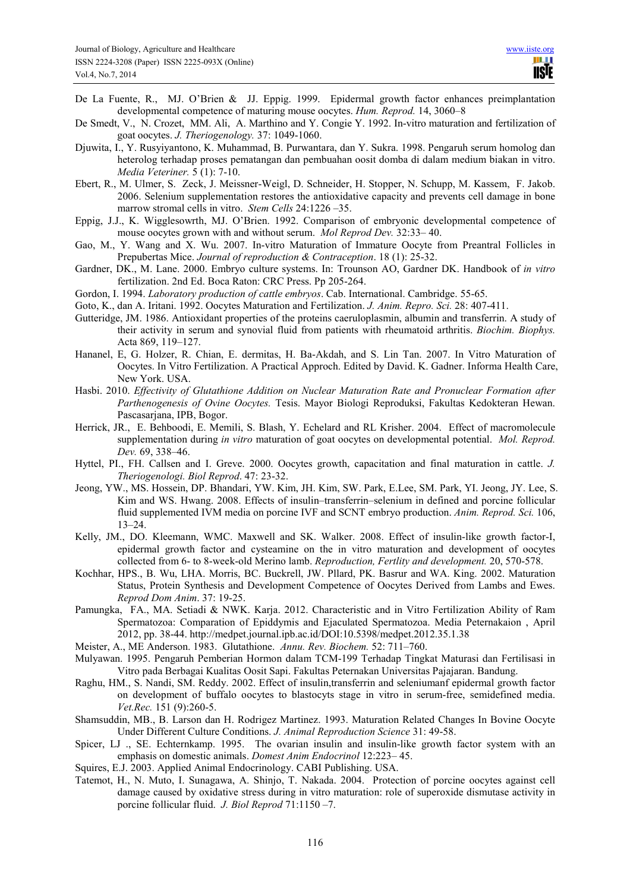De La Fuente, R., MJ. O'Brien & JJ. Eppig. 1999. Epidermal growth factor enhances preimplantation developmental competence of maturing mouse oocytes. *Hum. Reprod.* 14, 3060–8

De Smedt, V., N. Crozet, MM. Ali, A. Marthino and Y. Congie Y. 1992. In-vitro maturation and fertilization of goat oocytes. *J. Theriogenology.* 37: 1049-1060.

Djuwita, I., Y. Rusyiyantono, K. Muhammad, B. Purwantara, dan Y. Sukra. 1998. Pengaruh serum homolog dan heterolog terhadap proses pematangan dan pembuahan oosit domba di dalam medium biakan in vitro. *Media Veteriner.* 5 (1): 7-10.

Ebert, R., M. Ulmer, S. Zeck, J. Meissner-Weigl, D. Schneider, H. Stopper, N. Schupp, M. Kassem, F. Jakob. 2006. Selenium supplementation restores the antioxidative capacity and prevents cell damage in bone marrow stromal cells in vitro. *Stem Cells* 24:1226 –35.

Eppig, J.J., K. Wigglesowrth, MJ. O'Brien. 1992. Comparison of embryonic developmental competence of mouse oocytes grown with and without serum. *Mol Reprod Dev.* 32:33– 40.

Gao, M., Y. Wang and X. Wu. 2007. In-vitro Maturation of Immature Oocyte from Preantral Follicles in Prepubertas Mice. *Journal of reproduction & Contraception*. 18 (1): 25-32.

Gardner, DK., M. Lane. 2000. Embryo culture systems. In: Trounson AO, Gardner DK. Handbook of *in vitro* fertilization. 2nd Ed. Boca Raton: CRC Press. Pp 205-264.

Gordon, I. 1994. *Laboratory production of cattle embryos*. Cab. International. Cambridge. 55-65.

Goto, K., dan A. Iritani. 1992. Oocytes Maturation and Fertilization. *J. Anim. Repro. Sci.* 28: 407-411.

Gutteridge, JM. 1986. Antioxidant properties of the proteins caeruloplasmin, albumin and transferrin. A study of their activity in serum and synovial fluid from patients with rheumatoid arthritis. *Biochim. Biophys.* Acta 869, 119–127.

Hananel, E, G. Holzer, R. Chian, E. dermitas, H. Ba-Akdah, and S. Lin Tan. 2007. In Vitro Maturation of Oocytes. In Vitro Fertilization. A Practical Approch. Edited by David. K. Gadner. Informa Health Care, New York. USA.

Hasbi. 2010. *Effectivity of Glutathione Addition on Nuclear Maturation Rate and Pronuclear Formation after Parthenogenesis of Ovine Oocytes.* Tesis. Mayor Biologi Reproduksi, Fakultas Kedokteran Hewan. Pascasarjana, IPB, Bogor.

Herrick, JR., E. Behboodi, E. Memili, S. Blash, Y. Echelard and RL Krisher. 2004. Effect of macromolecule supplementation during *in vitro* maturation of goat oocytes on developmental potential. *Mol. Reprod. Dev.* 69, 338–46.

Hyttel, PI., FH. Callsen and I. Greve. 2000. Oocytes growth, capacitation and final maturation in cattle. *J. Theriogenologi. Biol Reprod*. 47: 23-32.

Jeong, YW., MS. Hossein, DP. Bhandari, YW. Kim, JH. Kim, SW. Park, E.Lee, SM. Park, YI. Jeong, JY. Lee, S. Kim and WS. Hwang. 2008. Effects of insulin–transferrin–selenium in defined and porcine follicular fluid supplemented IVM media on porcine IVF and SCNT embryo production. *Anim. Reprod. Sci.* 106, 13–24.

Kelly, JM., DO. Kleemann, WMC. Maxwell and SK. Walker. 2008. Effect of insulin-like growth factor-I, epidermal growth factor and cysteamine on the in vitro maturation and development of oocytes collected from 6- to 8-week-old Merino lamb. *Reproduction, Fertlity and development.* 20, 570-578.

Kochhar, HPS., B. Wu, LHA. Morris, BC. Buckrell, JW. Pllard, PK. Basrur and WA. King. 2002. Maturation Status, Protein Synthesis and Development Competence of Oocytes Derived from Lambs and Ewes. *Reprod Dom Anim*. 37: 19-25.

Pamungka, FA., MA. Setiadi & NWK. Karja. 2012. Characteristic and in Vitro Fertilization Ability of Ram Spermatozoa: Comparation of Epiddymis and Ejaculated Spermatozoa. Media Peternakaion , April 2012, pp. 38-44. http://medpet.journal.ipb.ac.id/DOI:10.5398/medpet.2012.35.1.38

Meister, A., ME Anderson. 1983. Glutathione. *Annu. Rev. Biochem.* 52: 711–760.

Mulyawan. 1995. Pengaruh Pemberian Hormon dalam TCM-199 Terhadap Tingkat Maturasi dan Fertilisasi in Vitro pada Berbagai Kualitas Oosit Sapi. Fakultas Peternakan Universitas Pajajaran. Bandung.

Raghu, HM., S. Nandi, SM. Reddy. 2002. Effect of insulin,transferrin and seleniumanf epidermal growth factor on development of buffalo oocytes to blastocyts stage in vitro in serum-free, semidefined media. *Vet.Rec.* 151 (9):260-5.

Shamsuddin, MB., B. Larson dan H. Rodrigez Martinez. 1993. Maturation Related Changes In Bovine Oocyte Under Different Culture Conditions. *J. Animal Reproduction Science* 31: 49-58.

Spicer, LJ ., SE. Echternkamp. 1995. The ovarian insulin and insulin-like growth factor system with an emphasis on domestic animals. *Domest Anim Endocrinol* 12:223– 45.

Squires, E.J. 2003. Applied Animal Endocrinology. CABI Publishing. USA.

Tatemot, H., N. Muto, I. Sunagawa, A. Shinjo, T. Nakada. 2004. Protection of porcine oocytes against cell damage caused by oxidative stress during in vitro maturation: role of superoxide dismutase activity in porcine follicular fluid. *J. Biol Reprod* 71:1150 –7.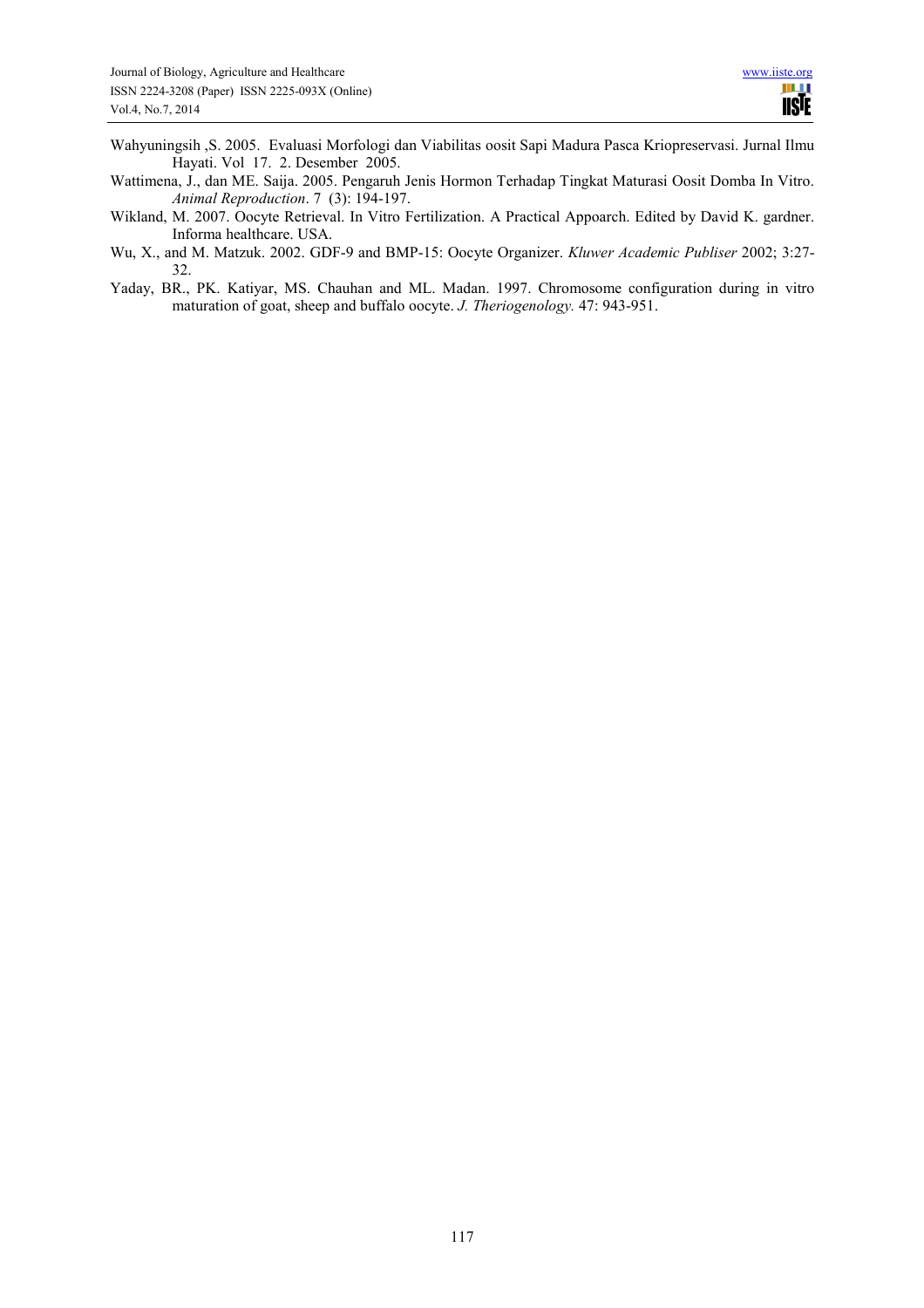Wahyuningsih ,S. 2005. Evaluasi Morfologi dan Viabilitas oosit Sapi Madura Pasca Kriopreservasi. Jurnal Ilmu Hayati. Vol 17. 2. Desember 2005.

Wattimena, J., dan ME. Saija. 2005. Pengaruh Jenis Hormon Terhadap Tingkat Maturasi Oosit Domba In Vitro. *Animal Reproduction*. 7 (3): 194-197.

Wikland, M. 2007. Oocyte Retrieval. In Vitro Fertilization. A Practical Appoarch. Edited by David K. gardner. Informa healthcare. USA.

Wu, X., and M. Matzuk. 2002. GDF-9 and BMP-15: Oocyte Organizer. *Kluwer Academic Publiser* 2002; 3:27-32.

Yaday, BR., PK. Katiyar, MS. Chauhan and ML. Madan. 1997. Chromosome configuration during in vitro maturation of goat, sheep and buffalo oocyte. *J. Theriogenology.* 47: 943-951.